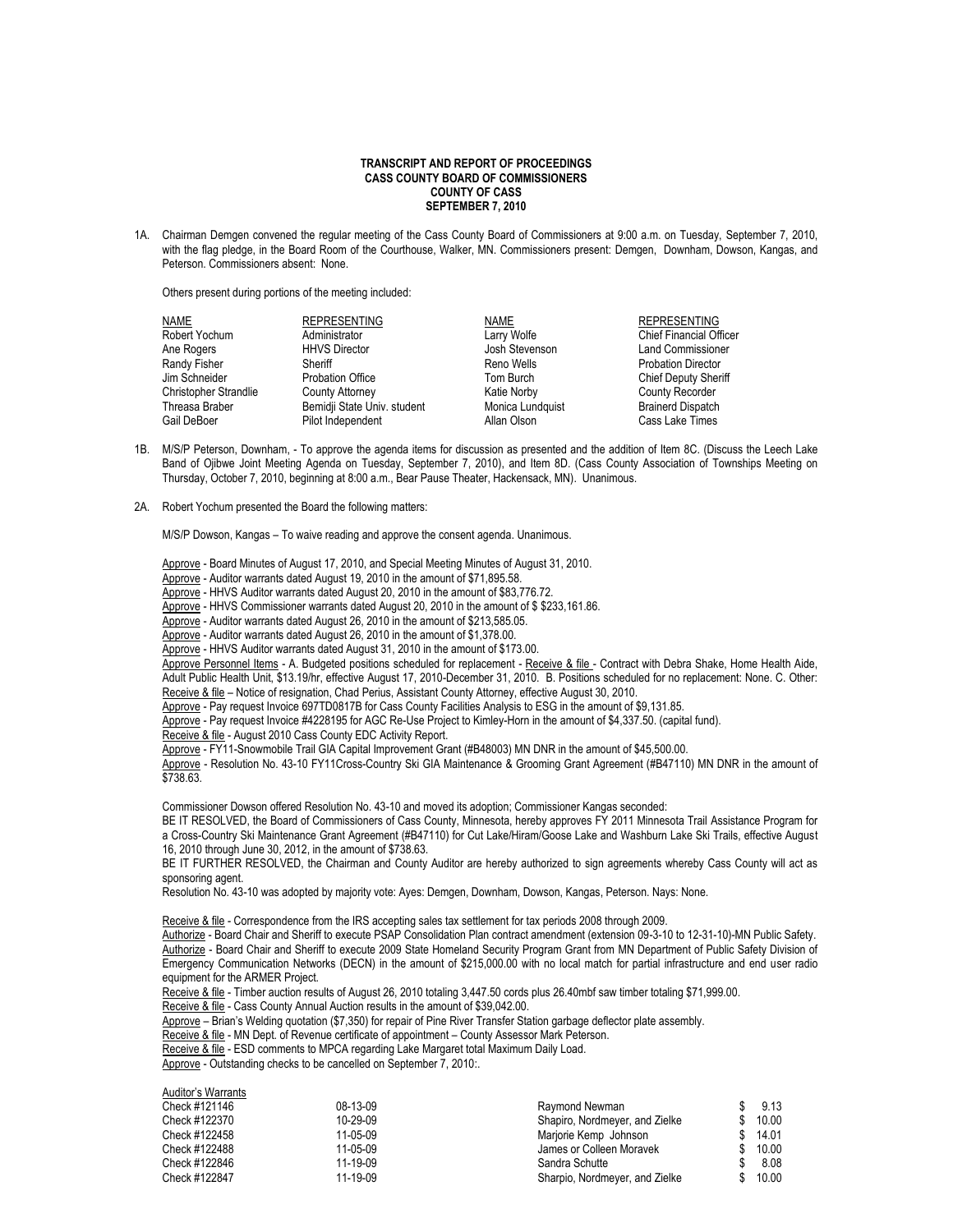**TRANSCRIPT AND REPORT OF PROCEEDINGS**
**CASS COUNTY BOARD OF COMMISSIONERS**
**COUNTY OF CASS**
**SEPTEMBER 7, 2010**

1A. Chairman Demgen convened the regular meeting of the Cass County Board of Commissioners at 9:00 a.m. on Tuesday, September 7, 2010, with the flag pledge, in the Board Room of the Courthouse, Walker, MN. Commissioners present: Demgen, Downham, Dowson, Kangas, and Peterson. Commissioners absent: None.

Others present during portions of the meeting included:

| NAME | REPRESENTING | NAME | REPRESENTING |
|---|---|---|---|
| Robert Yochum | Administrator | Larry Wolfe | Chief Financial Officer |
| Ane Rogers | HHVS Director | Josh Stevenson | Land Commissioner |
| Randy Fisher | Sheriff | Reno Wells | Probation Director |
| Jim Schneider | Probation Office | Tom Burch | Chief Deputy Sheriff |
| Christopher Strandlie | County Attorney | Katie Norby | County Recorder |
| Threasa Braber | Bemidji State Univ. student | Monica Lundquist | Brainerd Dispatch |
| Gail DeBoer | Pilot Independent | Allan Olson | Cass Lake Times |

1B. M/S/P Peterson, Downham, - To approve the agenda items for discussion as presented and the addition of Item 8C. (Discuss the Leech Lake Band of Ojibwe Joint Meeting Agenda on Tuesday, September 7, 2010), and Item 8D. (Cass County Association of Townships Meeting on Thursday, October 7, 2010, beginning at 8:00 a.m., Bear Pause Theater, Hackensack, MN). Unanimous.

2A. Robert Yochum presented the Board the following matters:

M/S/P Dowson, Kangas – To waive reading and approve the consent agenda. Unanimous.

Approve - Board Minutes of August 17, 2010, and Special Meeting Minutes of August 31, 2010.
Approve - Auditor warrants dated August 19, 2010 in the amount of $71,895.58.
Approve - HHVS Auditor warrants dated August 20, 2010 in the amount of $83,776.72.
Approve - HHVS Commissioner warrants dated August 20, 2010 in the amount of $ $233,161.86.
Approve - Auditor warrants dated August 26, 2010 in the amount of $213,585.05.
Approve - Auditor warrants dated August 26, 2010 in the amount of $1,378.00.
Approve - HHVS Auditor warrants dated August 31, 2010 in the amount of $173.00.
Approve Personnel Items - A. Budgeted positions scheduled for replacement - Receive & file - Contract with Debra Shake, Home Health Aide, Adult Public Health Unit, $13.19/hr, effective August 17, 2010-December 31, 2010. B. Positions scheduled for no replacement: None. C. Other: Receive & file – Notice of resignation, Chad Perius, Assistant County Attorney, effective August 30, 2010.
Approve - Pay request Invoice 697TD0817B for Cass County Facilities Analysis to ESG in the amount of $9,131.85.
Approve - Pay request Invoice #4228195 for AGC Re-Use Project to Kimley-Horn in the amount of $4,337.50. (capital fund).
Receive & file - August 2010 Cass County EDC Activity Report.
Approve - FY11-Snowmobile Trail GIA Capital Improvement Grant (#B48003) MN DNR in the amount of $45,500.00.
Approve - Resolution No. 43-10 FY11Cross-Country Ski GIA Maintenance & Grooming Grant Agreement (#B47110) MN DNR in the amount of $738.63.

Commissioner Dowson offered Resolution No. 43-10 and moved its adoption; Commissioner Kangas seconded:
BE IT RESOLVED, the Board of Commissioners of Cass County, Minnesota, hereby approves FY 2011 Minnesota Trail Assistance Program for a Cross-Country Ski Maintenance Grant Agreement (#B47110) for Cut Lake/Hiram/Goose Lake and Washburn Lake Ski Trails, effective August 16, 2010 through June 30, 2012, in the amount of $738.63.
BE IT FURTHER RESOLVED, the Chairman and County Auditor are hereby authorized to sign agreements whereby Cass County will act as sponsoring agent.
Resolution No. 43-10 was adopted by majority vote: Ayes: Demgen, Downham, Dowson, Kangas, Peterson. Nays: None.

Receive & file - Correspondence from the IRS accepting sales tax settlement for tax periods 2008 through 2009.
Authorize - Board Chair and Sheriff to execute PSAP Consolidation Plan contract amendment (extension 09-3-10 to 12-31-10)-MN Public Safety.
Authorize - Board Chair and Sheriff to execute 2009 State Homeland Security Program Grant from MN Department of Public Safety Division of Emergency Communication Networks (DECN) in the amount of $215,000.00 with no local match for partial infrastructure and end user radio equipment for the ARMER Project.
Receive & file - Timber auction results of August 26, 2010 totaling 3,447.50 cords plus 26.40mbf saw timber totaling $71,999.00.
Receive & file - Cass County Annual Auction results in the amount of $39,042.00.
Approve – Brian's Welding quotation ($7,350) for repair of Pine River Transfer Station garbage deflector plate assembly.
Receive & file - MN Dept. of Revenue certificate of appointment – County Assessor Mark Peterson.
Receive & file - ESD comments to MPCA regarding Lake Margaret total Maximum Daily Load.
Approve - Outstanding checks to be cancelled on September 7, 2010:.

Auditor's Warrants

| | | | |
|---|---|---|---|
| Check #121146 | 08-13-09 | Raymond Newman | $ 9.13 |
| Check #122370 | 10-29-09 | Shapiro, Nordmeyer, and Zielke | $ 10.00 |
| Check #122458 | 11-05-09 | Marjorie Kemp Johnson | $ 14.01 |
| Check #122488 | 11-05-09 | James or Colleen Moravek | $ 10.00 |
| Check #122846 | 11-19-09 | Sandra Schutte | $ 8.08 |
| Check #122847 | 11-19-09 | Sharpio, Nordmeyer, and Zielke | $ 10.00 |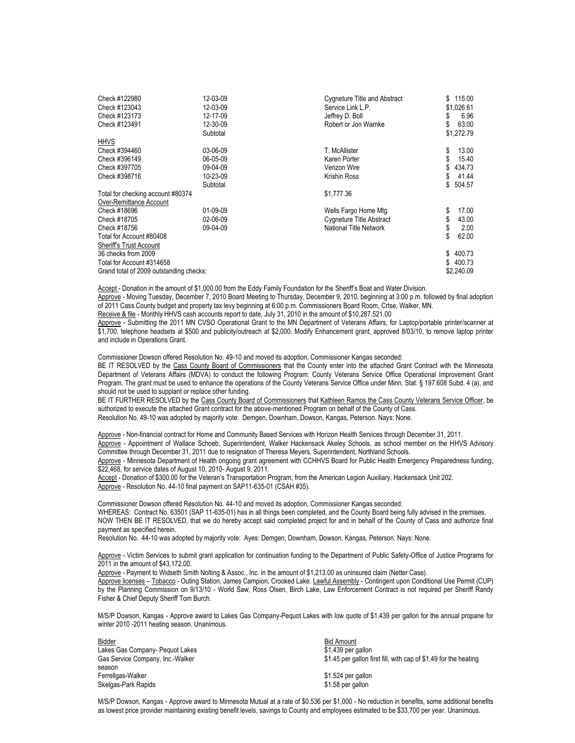| | | | |
|---|---|---|---|
| Check #122980 | 12-03-09 | Cygneture Title and Abstract | $ 115.00 |
| Check #123043 | 12-03-09 | Service Link L.P. | $1,026.61 |
| Check #123173 | 12-17-09 | Jeffrey D. Boll | $ 6.96 |
| Check #123491 | 12-30-09 | Robert or Jon Warnke | $ 63.00 |
| | Subtotal | | $1,272.79 |
| HHVS | | | |
| Check #394460 | 03-06-09 | T. McAllister | $ 13.00 |
| Check #396149 | 06-05-09 | Karen Porter | $ 15.40 |
| Check #397705 | 09-04-09 | Verizon Wire | $ 434.73 |
| Check #398716 | 10-23-09 | Krishin Ross | $ 41.44 |
| | Subtotal | | $ 504.57 |
| Total for checking account #80374 | | $1,777.36 | |
| Over-Remittance Account | | | |
| Check #18696 | 01-09-09 | Wells Fargo Home Mtg | $ 17.00 |
| Check #18705 | 02-06-09 | Cygneture Title Abstract | $ 43.00 |
| Check #18756 | 09-04-09 | National Title Network | $ 2.00 |
| Total for Account #80408 | | | $ 62.00 |
| Sheriff's Trust Account | | | |
| 36 checks from 2009 | | | $ 400.73 |
| Total for Account #314658 | | | $ 400.73 |
| Grand total of 2009 outstanding checks: | | | $2,240.09 |

Accept - Donation in the amount of $1,000.00 from the Eddy Family Foundation for the Sheriff's Boat and Water Division.
Approve - Moving Tuesday, December 7, 2010 Board Meeting to Thursday, December 9, 2010, beginning at 3:00 p.m. followed by final adoption of 2011 Cass County budget and property tax levy beginning at 6:00 p.m. Commissioners Board Room, Crtse, Walker, MN.
Receive & file - Monthly HHVS cash accounts report to date, July 31, 2010 in the amount of $10,287,521.00
Approve - Submitting the 2011 MN CVSO Operational Grant to the MN Department of Veterans Affairs, for Laptop/portable printer/scanner at $1,700, telephone headsets at $500 and publicity/outreach at $2,000. Modify Enhancement grant, approved 8/03/10, to remove laptop printer and include in Operations Grant.

Commissioner Dowson offered Resolution No. 49-10 and moved its adoption, Commissioner Kangas seconded:
BE IT RESOLVED by the Cass County Board of Commissioners that the County enter into the attached Grant Contract with the Minnesota Department of Veterans Affairs (MDVA) to conduct the following Program: County Veterans Service Office Operational Improvement Grant Program. The grant must be used to enhance the operations of the County Veterans Service Office under Minn. Stat. § 197.608 Subd. 4 (a), and should not be used to supplant or replace other funding.
BE IT FURTHER RESOLVED by the Cass County Board of Commissioners that Kathleen Ramos the Cass County Veterans Service Officer, be authorized to execute the attached Grant contract for the above-mentioned Program on behalf of the County of Cass.
Resolution No. 49-10 was adopted by majority vote: Demgen, Downham, Dowson, Kangas, Peterson. Nays: None.

Approve - Non-financial contract for Home and Community Based Services with Horizon Health Services through December 31, 2011.
Approve - Appointment of Wallace Schoeb, Superintendent, Walker Hackensack Akeley Schools, as school member on the HHVS Advisory Committee through December 31, 2011 due to resignation of Theresa Meyers, Superintendent, Northland Schools.
Approve - Minnesota Department of Health ongoing grant agreement with CCHHVS Board for Public Health Emergency Preparedness funding, $22,468, for service dates of August 10, 2010- August 9, 2011.
Accept - Donation of $300.00 for the Veteran's Transportation Program, from the American Legion Auxiliary, Hackensack Unit 202.
Approve - Resolution No. 44-10 final payment on SAP11-635-01 (CSAH #35).

Commissioner Dowson offered Resolution No. 44-10 and moved its adoption, Commissioner Kangas seconded:
WHEREAS: Contract No. 63501 (SAP 11-635-01) has in all things been completed, and the County Board being fully advised in the premises,
NOW THEN BE IT RESOLVED, that we do hereby accept said completed project for and in behalf of the County of Cass and authorize final payment as specified herein.
Resolution No. 44-10 was adopted by majority vote: Ayes: Demgen, Downham, Dowson, Kangas, Peterson. Nays: None.

Approve - Victim Services to submit grant application for continuation funding to the Department of Public Safety-Office of Justice Programs for 2011 in the amount of $43,172.00.
Approve - Payment to Widseth Smith Nolting & Assoc., Inc. in the amount of $1,213.00 as uninsured claim (Netter Case).
Approve licenses – Tobacco - Outing Station, James Campion, Crooked Lake. Lawful Assembly - Contingent upon Conditional Use Permit (CUP) by the Planning Commission on 9/13/10 - World Saw, Ross Olsen, Birch Lake, Law Enforcement Contract is not required per Sheriff Randy Fisher & Chief Deputy Sheriff Tom Burch.

M/S/P Dowson, Kangas - Approve award to Lakes Gas Company-Pequot Lakes with low quote of $1.439 per gallon for the annual propane for winter 2010 -2011 heating season. Unanimous.

| Bidder | Bid Amount |
|---|---|
| Lakes Gas Company- Pequot Lakes | $1.439 per gallon |
| Gas Service Company, Inc.-Walker | $1.45 per gallon first fill, with cap of $1.49 for the heating season |
| Ferrellgas-Walker | $1.524 per gallon |
| Skelgas-Park Rapids | $1.58 per gallon |

M/S/P Dowson, Kangas - Approve award to Minnesota Mutual at a rate of $0.536 per $1,000 - No reduction in benefits, some additional benefits as lowest price provider maintaining existing benefit levels, savings to County and employees estimated to be $33,700 per year. Unanimous.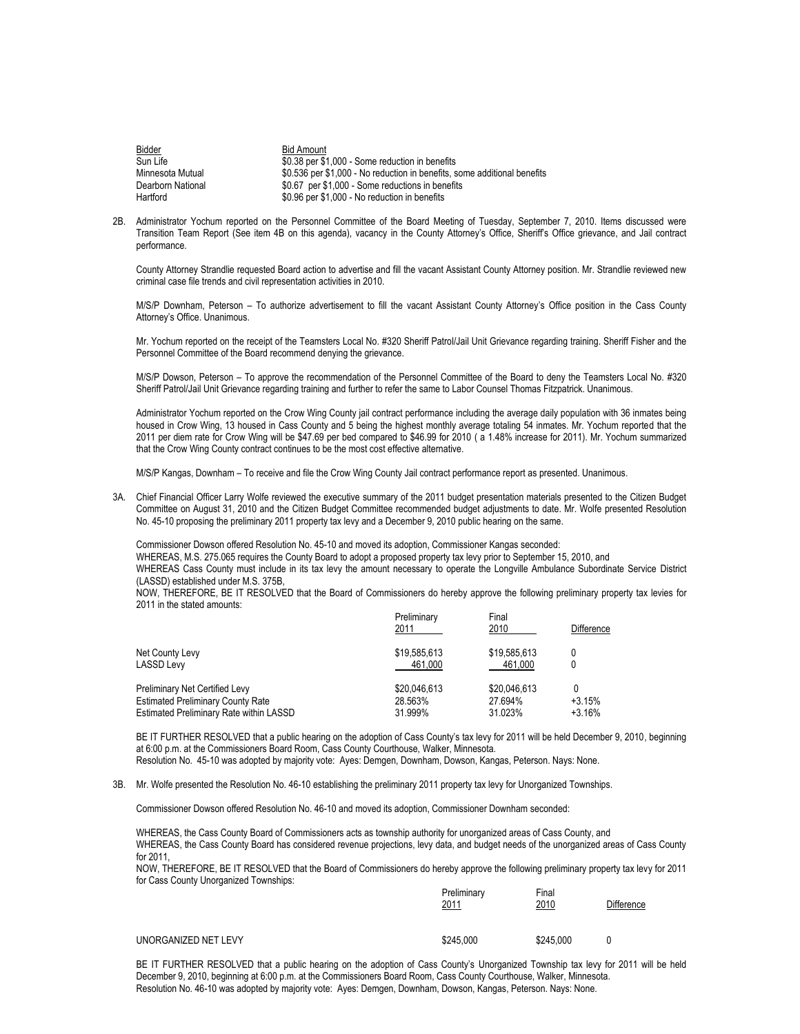| Bidder | Bid Amount |
| --- | --- |
| Sun Life | $0.38 per $1,000 - Some reduction in benefits |
| Minnesota Mutual | $0.536 per $1,000 - No reduction in benefits, some additional benefits |
| Dearborn National | $0.67 per $1,000 - Some reductions in benefits |
| Hartford | $0.96 per $1,000 - No reduction in benefits |

2B. Administrator Yochum reported on the Personnel Committee of the Board Meeting of Tuesday, September 7, 2010. Items discussed were Transition Team Report (See item 4B on this agenda), vacancy in the County Attorney's Office, Sheriff's Office grievance, and Jail contract performance.

County Attorney Strandlie requested Board action to advertise and fill the vacant Assistant County Attorney position. Mr. Strandlie reviewed new criminal case file trends and civil representation activities in 2010.

M/S/P Downham, Peterson – To authorize advertisement to fill the vacant Assistant County Attorney's Office position in the Cass County Attorney's Office. Unanimous.

Mr. Yochum reported on the receipt of the Teamsters Local No. #320 Sheriff Patrol/Jail Unit Grievance regarding training. Sheriff Fisher and the Personnel Committee of the Board recommend denying the grievance.

M/S/P Dowson, Peterson – To approve the recommendation of the Personnel Committee of the Board to deny the Teamsters Local No. #320 Sheriff Patrol/Jail Unit Grievance regarding training and further to refer the same to Labor Counsel Thomas Fitzpatrick. Unanimous.

Administrator Yochum reported on the Crow Wing County jail contract performance including the average daily population with 36 inmates being housed in Crow Wing, 13 housed in Cass County and 5 being the highest monthly average totaling 54 inmates. Mr. Yochum reported that the 2011 per diem rate for Crow Wing will be $47.69 per bed compared to $46.99 for 2010 ( a 1.48% increase for 2011). Mr. Yochum summarized that the Crow Wing County contract continues to be the most cost effective alternative.

M/S/P Kangas, Downham – To receive and file the Crow Wing County Jail contract performance report as presented. Unanimous.

3A. Chief Financial Officer Larry Wolfe reviewed the executive summary of the 2011 budget presentation materials presented to the Citizen Budget Committee on August 31, 2010 and the Citizen Budget Committee recommended budget adjustments to date. Mr. Wolfe presented Resolution No. 45-10 proposing the preliminary 2011 property tax levy and a December 9, 2010 public hearing on the same.

Commissioner Dowson offered Resolution No. 45-10 and moved its adoption, Commissioner Kangas seconded:

WHEREAS, M.S. 275.065 requires the County Board to adopt a proposed property tax levy prior to September 15, 2010, and

WHEREAS Cass County must include in its tax levy the amount necessary to operate the Longville Ambulance Subordinate Service District (LASSD) established under M.S. 375B,

NOW, THEREFORE, BE IT RESOLVED that the Board of Commissioners do hereby approve the following preliminary property tax levies for 2011 in the stated amounts:

| | Preliminary 2011 | Final 2010 | Difference |
| --- | --- | --- | --- |
| Net County Levy | $19,585,613 | $19,585,613 | 0 |
| LASSD Levy | 461,000 | 461,000 | 0 |
| Preliminary Net Certified Levy | $20,046,613 | $20,046,613 | 0 |
| Estimated Preliminary County Rate | 28.563% | 27.694% | +3.15% |
| Estimated Preliminary Rate within LASSD | 31.999% | 31.023% | +3.16% |

BE IT FURTHER RESOLVED that a public hearing on the adoption of Cass County's tax levy for 2011 will be held December 9, 2010, beginning at 6:00 p.m. at the Commissioners Board Room, Cass County Courthouse, Walker, Minnesota.

Resolution No. 45-10 was adopted by majority vote: Ayes: Demgen, Downham, Dowson, Kangas, Peterson. Nays: None.

3B. Mr. Wolfe presented the Resolution No. 46-10 establishing the preliminary 2011 property tax levy for Unorganized Townships.

Commissioner Dowson offered Resolution No. 46-10 and moved its adoption, Commissioner Downham seconded:

WHEREAS, the Cass County Board of Commissioners acts as township authority for unorganized areas of Cass County, and

WHEREAS, the Cass County Board has considered revenue projections, levy data, and budget needs of the unorganized areas of Cass County for 2011,

NOW, THEREFORE, BE IT RESOLVED that the Board of Commissioners do hereby approve the following preliminary property tax levy for 2011 for Cass County Unorganized Townships:

| | Preliminary 2011 | Final 2010 | Difference |
| --- | --- | --- | --- |
| UNORGANIZED NET LEVY | $245,000 | $245,000 | 0 |

BE IT FURTHER RESOLVED that a public hearing on the adoption of Cass County's Unorganized Township tax levy for 2011 will be held December 9, 2010, beginning at 6:00 p.m. at the Commissioners Board Room, Cass County Courthouse, Walker, Minnesota.

Resolution No. 46-10 was adopted by majority vote: Ayes: Demgen, Downham, Dowson, Kangas, Peterson. Nays: None.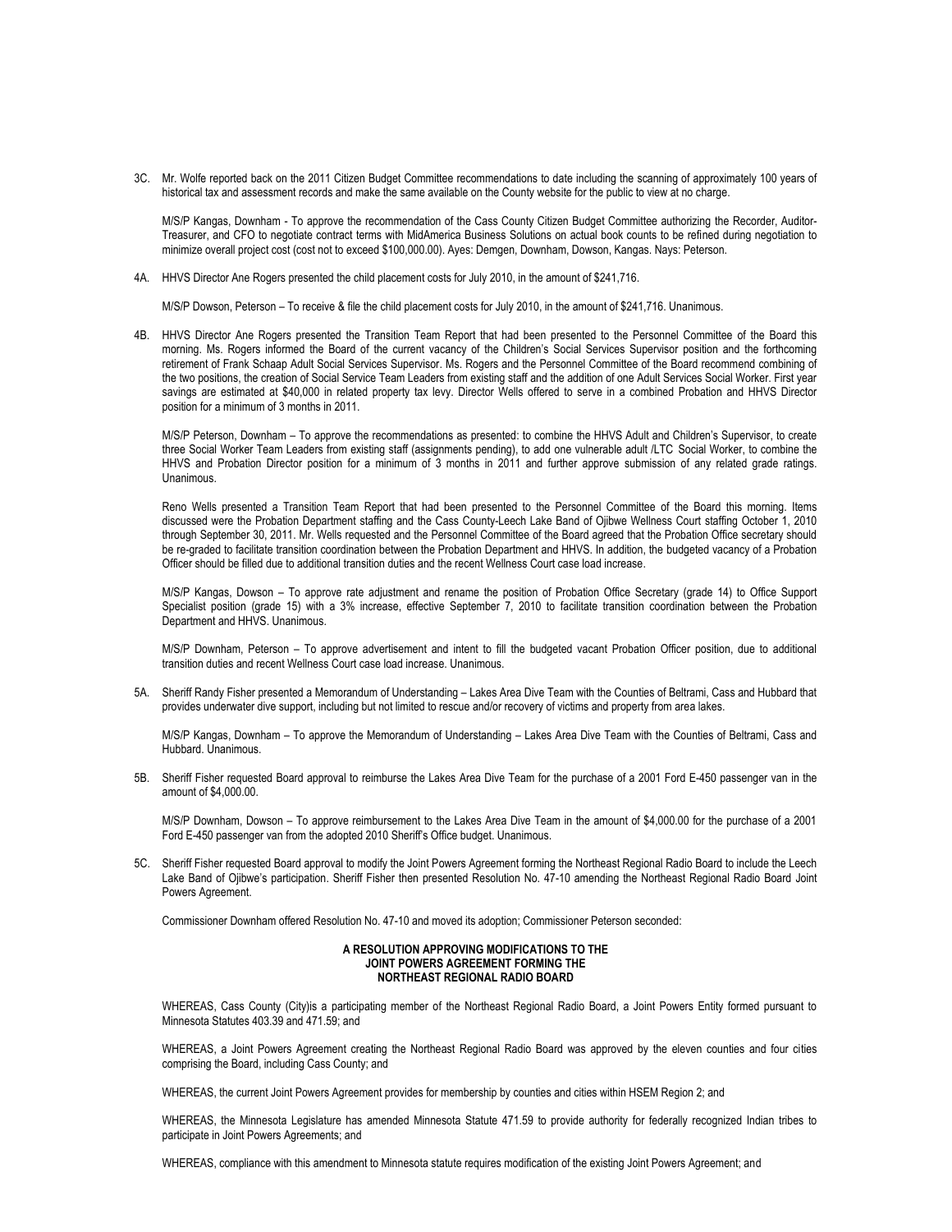3C. Mr. Wolfe reported back on the 2011 Citizen Budget Committee recommendations to date including the scanning of approximately 100 years of historical tax and assessment records and make the same available on the County website for the public to view at no charge.

M/S/P Kangas, Downham - To approve the recommendation of the Cass County Citizen Budget Committee authorizing the Recorder, Auditor-Treasurer, and CFO to negotiate contract terms with MidAmerica Business Solutions on actual book counts to be refined during negotiation to minimize overall project cost (cost not to exceed $100,000.00). Ayes: Demgen, Downham, Dowson, Kangas. Nays: Peterson.

4A. HHVS Director Ane Rogers presented the child placement costs for July 2010, in the amount of $241,716.

M/S/P Dowson, Peterson – To receive & file the child placement costs for July 2010, in the amount of $241,716. Unanimous.

4B. HHVS Director Ane Rogers presented the Transition Team Report that had been presented to the Personnel Committee of the Board this morning. Ms. Rogers informed the Board of the current vacancy of the Children's Social Services Supervisor position and the forthcoming retirement of Frank Schaap Adult Social Services Supervisor. Ms. Rogers and the Personnel Committee of the Board recommend combining of the two positions, the creation of Social Service Team Leaders from existing staff and the addition of one Adult Services Social Worker. First year savings are estimated at $40,000 in related property tax levy. Director Wells offered to serve in a combined Probation and HHVS Director position for a minimum of 3 months in 2011.

M/S/P Peterson, Downham – To approve the recommendations as presented: to combine the HHVS Adult and Children's Supervisor, to create three Social Worker Team Leaders from existing staff (assignments pending), to add one vulnerable adult /LTC Social Worker, to combine the HHVS and Probation Director position for a minimum of 3 months in 2011 and further approve submission of any related grade ratings. Unanimous.

Reno Wells presented a Transition Team Report that had been presented to the Personnel Committee of the Board this morning. Items discussed were the Probation Department staffing and the Cass County-Leech Lake Band of Ojibwe Wellness Court staffing October 1, 2010 through September 30, 2011. Mr. Wells requested and the Personnel Committee of the Board agreed that the Probation Office secretary should be re-graded to facilitate transition coordination between the Probation Department and HHVS. In addition, the budgeted vacancy of a Probation Officer should be filled due to additional transition duties and the recent Wellness Court case load increase.

M/S/P Kangas, Dowson – To approve rate adjustment and rename the position of Probation Office Secretary (grade 14) to Office Support Specialist position (grade 15) with a 3% increase, effective September 7, 2010 to facilitate transition coordination between the Probation Department and HHVS. Unanimous.

M/S/P Downham, Peterson – To approve advertisement and intent to fill the budgeted vacant Probation Officer position, due to additional transition duties and recent Wellness Court case load increase. Unanimous.

5A. Sheriff Randy Fisher presented a Memorandum of Understanding – Lakes Area Dive Team with the Counties of Beltrami, Cass and Hubbard that provides underwater dive support, including but not limited to rescue and/or recovery of victims and property from area lakes.

M/S/P Kangas, Downham – To approve the Memorandum of Understanding – Lakes Area Dive Team with the Counties of Beltrami, Cass and Hubbard. Unanimous.

5B. Sheriff Fisher requested Board approval to reimburse the Lakes Area Dive Team for the purchase of a 2001 Ford E-450 passenger van in the amount of $4,000.00.

M/S/P Downham, Dowson – To approve reimbursement to the Lakes Area Dive Team in the amount of $4,000.00 for the purchase of a 2001 Ford E-450 passenger van from the adopted 2010 Sheriff's Office budget. Unanimous.

5C. Sheriff Fisher requested Board approval to modify the Joint Powers Agreement forming the Northeast Regional Radio Board to include the Leech Lake Band of Ojibwe's participation. Sheriff Fisher then presented Resolution No. 47-10 amending the Northeast Regional Radio Board Joint Powers Agreement.

Commissioner Downham offered Resolution No. 47-10 and moved its adoption; Commissioner Peterson seconded:

**A RESOLUTION APPROVING MODIFICATIONS TO THE JOINT POWERS AGREEMENT FORMING THE NORTHEAST REGIONAL RADIO BOARD**

WHEREAS, Cass County (City)is a participating member of the Northeast Regional Radio Board, a Joint Powers Entity formed pursuant to Minnesota Statutes 403.39 and 471.59; and

WHEREAS, a Joint Powers Agreement creating the Northeast Regional Radio Board was approved by the eleven counties and four cities comprising the Board, including Cass County; and

WHEREAS, the current Joint Powers Agreement provides for membership by counties and cities within HSEM Region 2; and

WHEREAS, the Minnesota Legislature has amended Minnesota Statute 471.59 to provide authority for federally recognized Indian tribes to participate in Joint Powers Agreements; and

WHEREAS, compliance with this amendment to Minnesota statute requires modification of the existing Joint Powers Agreement; and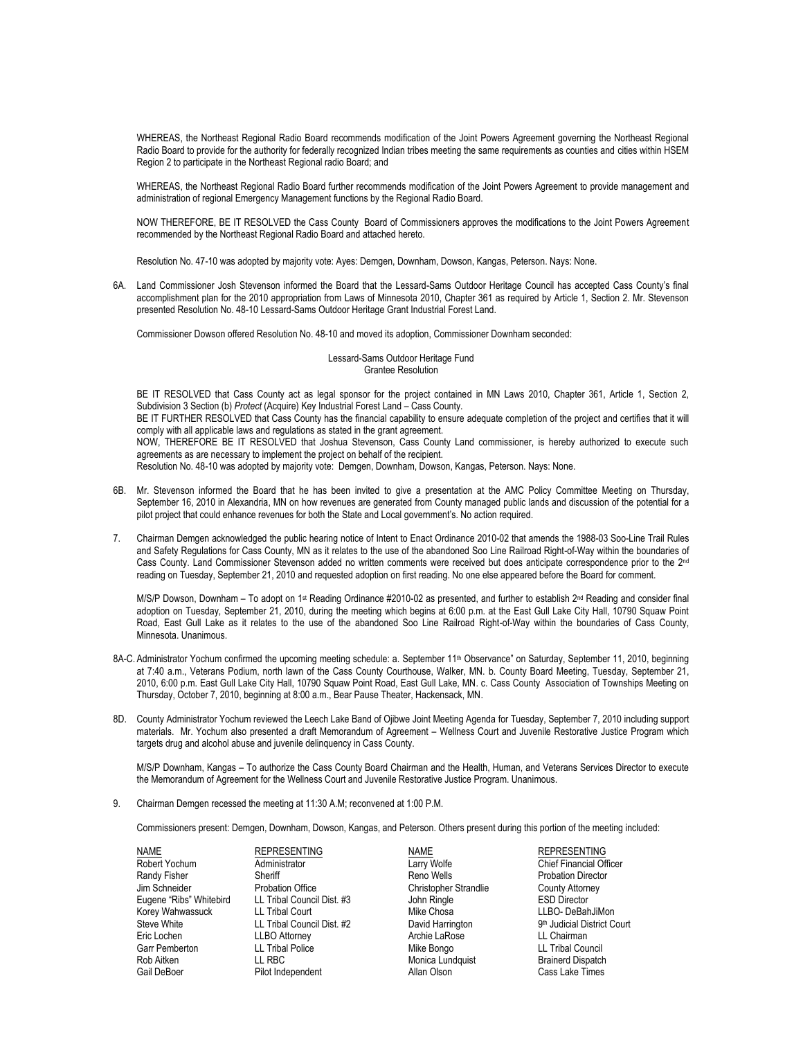WHEREAS, the Northeast Regional Radio Board recommends modification of the Joint Powers Agreement governing the Northeast Regional Radio Board to provide for the authority for federally recognized Indian tribes meeting the same requirements as counties and cities within HSEM Region 2 to participate in the Northeast Regional radio Board; and

WHEREAS, the Northeast Regional Radio Board further recommends modification of the Joint Powers Agreement to provide management and administration of regional Emergency Management functions by the Regional Radio Board.

NOW THEREFORE, BE IT RESOLVED the Cass County Board of Commissioners approves the modifications to the Joint Powers Agreement recommended by the Northeast Regional Radio Board and attached hereto.

Resolution No. 47-10 was adopted by majority vote: Ayes: Demgen, Downham, Dowson, Kangas, Peterson. Nays: None.

6A. Land Commissioner Josh Stevenson informed the Board that the Lessard-Sams Outdoor Heritage Council has accepted Cass County's final accomplishment plan for the 2010 appropriation from Laws of Minnesota 2010, Chapter 361 as required by Article 1, Section 2. Mr. Stevenson presented Resolution No. 48-10 Lessard-Sams Outdoor Heritage Grant Industrial Forest Land.

Commissioner Dowson offered Resolution No. 48-10 and moved its adoption, Commissioner Downham seconded:

Lessard-Sams Outdoor Heritage Fund
Grantee Resolution

BE IT RESOLVED that Cass County act as legal sponsor for the project contained in MN Laws 2010, Chapter 361, Article 1, Section 2, Subdivision 3 Section (b) *Protect* (Acquire) Key Industrial Forest Land – Cass County.
BE IT FURTHER RESOLVED that Cass County has the financial capability to ensure adequate completion of the project and certifies that it will comply with all applicable laws and regulations as stated in the grant agreement.
NOW, THEREFORE BE IT RESOLVED that Joshua Stevenson, Cass County Land commissioner, is hereby authorized to execute such agreements as are necessary to implement the project on behalf of the recipient.
Resolution No. 48-10 was adopted by majority vote: Demgen, Downham, Dowson, Kangas, Peterson. Nays: None.

6B. Mr. Stevenson informed the Board that he has been invited to give a presentation at the AMC Policy Committee Meeting on Thursday, September 16, 2010 in Alexandria, MN on how revenues are generated from County managed public lands and discussion of the potential for a pilot project that could enhance revenues for both the State and Local government's. No action required.

7. Chairman Demgen acknowledged the public hearing notice of Intent to Enact Ordinance 2010-02 that amends the 1988-03 Soo-Line Trail Rules and Safety Regulations for Cass County, MN as it relates to the use of the abandoned Soo Line Railroad Right-of-Way within the boundaries of Cass County. Land Commissioner Stevenson added no written comments were received but does anticipate correspondence prior to the 2nd reading on Tuesday, September 21, 2010 and requested adoption on first reading. No one else appeared before the Board for comment.

M/S/P Dowson, Downham – To adopt on 1st Reading Ordinance #2010-02 as presented, and further to establish 2nd Reading and consider final adoption on Tuesday, September 21, 2010, during the meeting which begins at 6:00 p.m. at the East Gull Lake City Hall, 10790 Squaw Point Road, East Gull Lake as it relates to the use of the abandoned Soo Line Railroad Right-of-Way within the boundaries of Cass County, Minnesota. Unanimous.

8A-C. Administrator Yochum confirmed the upcoming meeting schedule: a. September 11th Observance" on Saturday, September 11, 2010, beginning at 7:40 a.m., Veterans Podium, north lawn of the Cass County Courthouse, Walker, MN. b. County Board Meeting, Tuesday, September 21, 2010, 6:00 p.m. East Gull Lake City Hall, 10790 Squaw Point Road, East Gull Lake, MN. c. Cass County Association of Townships Meeting on Thursday, October 7, 2010, beginning at 8:00 a.m., Bear Pause Theater, Hackensack, MN.

8D. County Administrator Yochum reviewed the Leech Lake Band of Ojibwe Joint Meeting Agenda for Tuesday, September 7, 2010 including support materials. Mr. Yochum also presented a draft Memorandum of Agreement – Wellness Court and Juvenile Restorative Justice Program which targets drug and alcohol abuse and juvenile delinquency in Cass County.

M/S/P Downham, Kangas – To authorize the Cass County Board Chairman and the Health, Human, and Veterans Services Director to execute the Memorandum of Agreement for the Wellness Court and Juvenile Restorative Justice Program. Unanimous.

9. Chairman Demgen recessed the meeting at 11:30 A.M; reconvened at 1:00 P.M.

Commissioners present: Demgen, Downham, Dowson, Kangas, and Peterson. Others present during this portion of the meeting included:

| NAME | REPRESENTING | NAME | REPRESENTING |
|---|---|---|---|
| Robert Yochum | Administrator | Larry Wolfe | Chief Financial Officer |
| Randy Fisher | Sheriff | Reno Wells | Probation Director |
| Jim Schneider | Probation Office | Christopher Strandlie | County Attorney |
| Eugene "Ribs" Whitebird | LL Tribal Council Dist. #3 | John Ringle | ESD Director |
| Korey Wahwassuck | LL Tribal Court | Mike Chosa | LLBO- DeBahJiMon |
| Steve White | LL Tribal Council Dist. #2 | David Harrington | 9th Judicial District Court |
| Eric Lochen | LLBO Attorney | Archie LaRose | LL Chairman |
| Garr Pemberton | LL Tribal Police | Mike Bongo | LL Tribal Council |
| Rob Aitken | LL RBC | Monica Lundquist | Brainerd Dispatch |
| Gail DeBoer | Pilot Independent | Allan Olson | Cass Lake Times |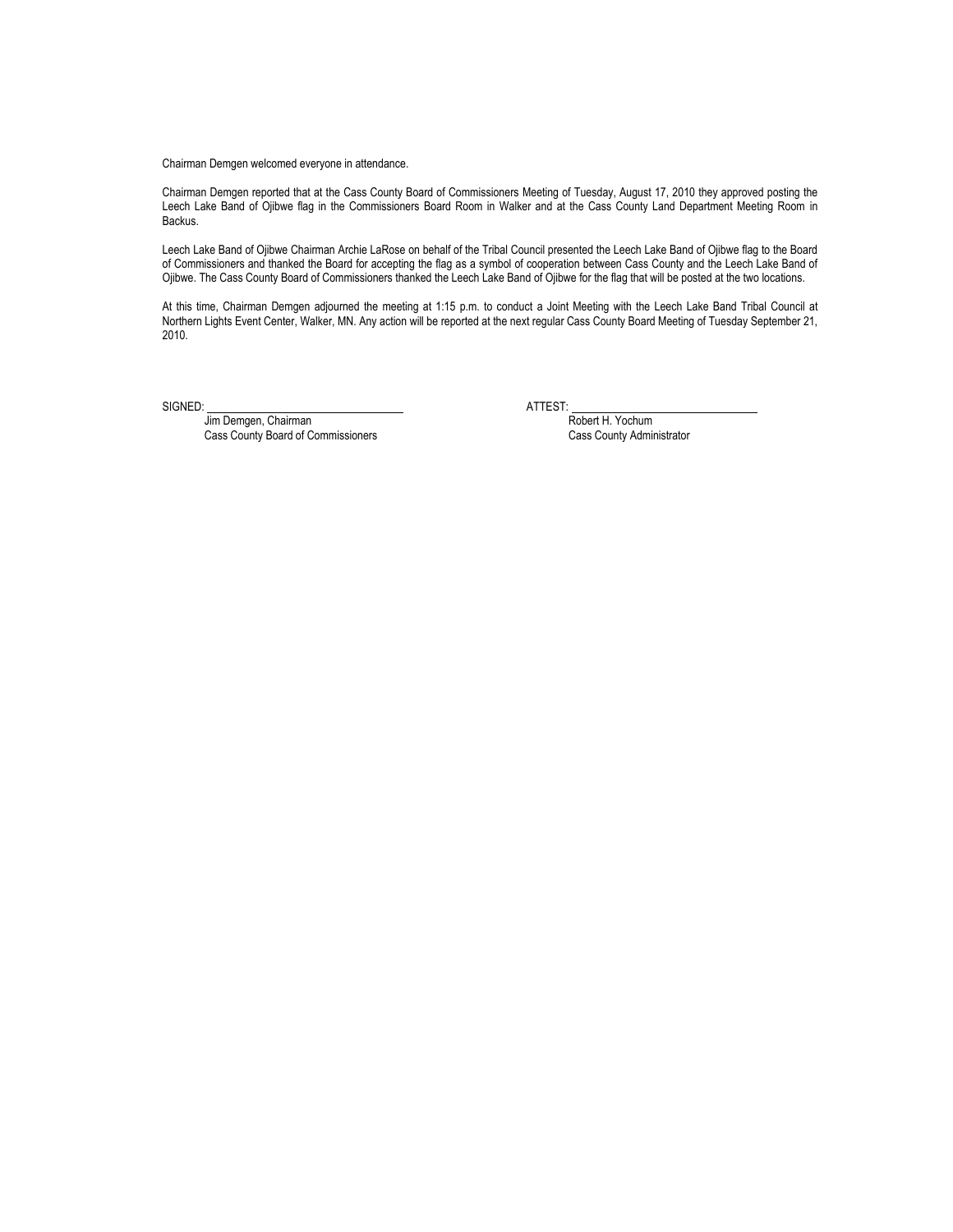Chairman Demgen welcomed everyone in attendance.

Chairman Demgen reported that at the Cass County Board of Commissioners Meeting of Tuesday, August 17, 2010 they approved posting the Leech Lake Band of Ojibwe flag in the Commissioners Board Room in Walker and at the Cass County Land Department Meeting Room in Backus.

Leech Lake Band of Ojibwe Chairman Archie LaRose on behalf of the Tribal Council presented the Leech Lake Band of Ojibwe flag to the Board of Commissioners and thanked the Board for accepting the flag as a symbol of cooperation between Cass County and the Leech Lake Band of Ojibwe. The Cass County Board of Commissioners thanked the Leech Lake Band of Ojibwe for the flag that will be posted at the two locations.

At this time, Chairman Demgen adjourned the meeting at 1:15 p.m. to conduct a Joint Meeting with the Leech Lake Band Tribal Council at Northern Lights Event Center, Walker, MN. Any action will be reported at the next regular Cass County Board Meeting of Tuesday September 21, 2010.

SIGNED: ______________________________
Jim Demgen, Chairman
Cass County Board of Commissioners

ATTEST: ______________________________
Robert H. Yochum
Cass County Administrator